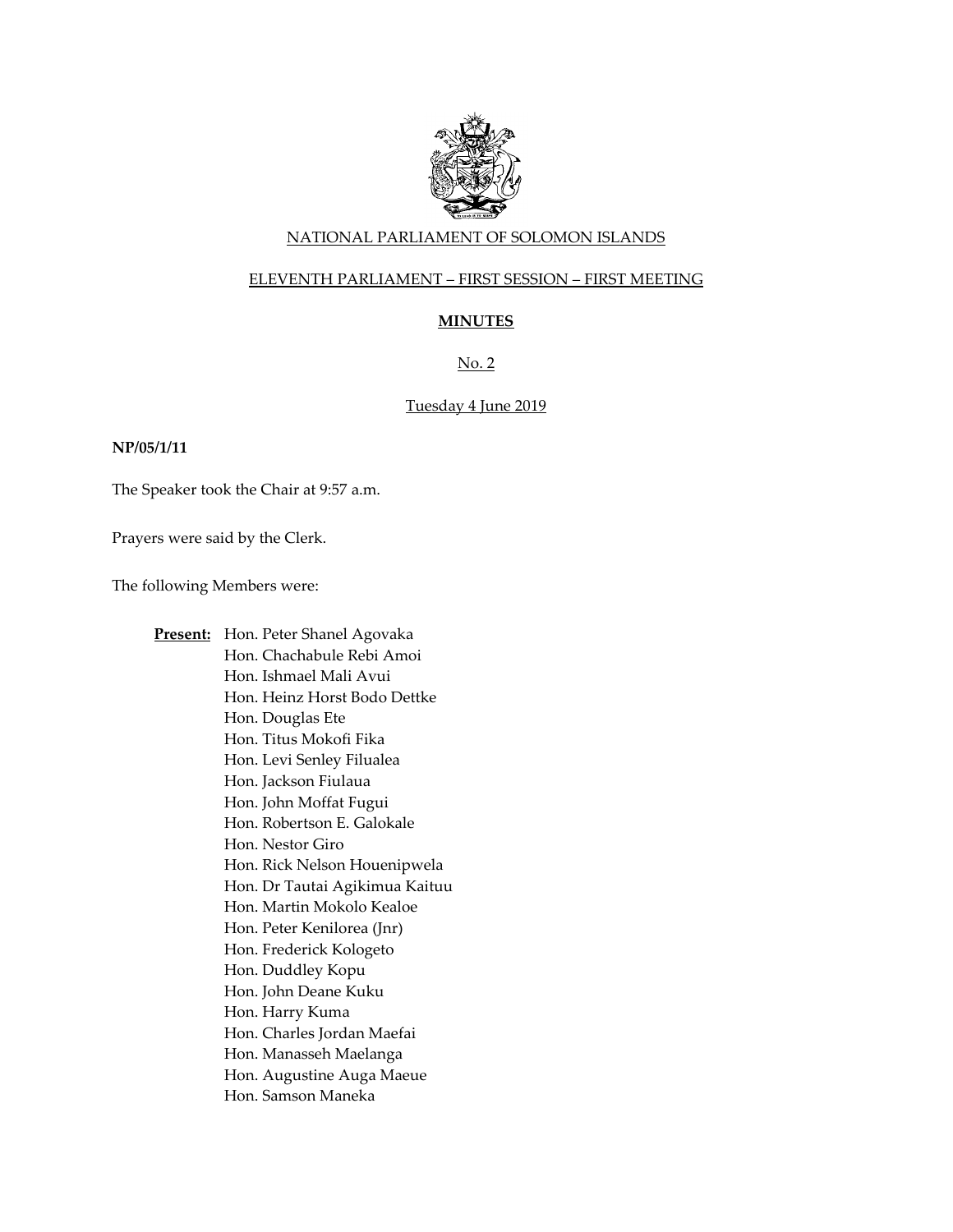NATIONAL PARLIAMENT OF SOLOMON ISLANDS

ELEVENTH PARLIAMENT – FIRST SESSION – FIRST MEETING

**MINUTES**

No. 2

Tuesday 4 June 2019

**NP/05/1/11**

The Speaker took the Chair at 9:57 a.m.

Prayers were said by the Clerk.

The following Members were:

**Present:** Hon. Peter Shanel Agovaka
Hon. Chachabule Rebi Amoi
Hon. Ishmael Mali Avui
Hon. Heinz Horst Bodo Dettke
Hon. Douglas Ete
Hon. Titus Mokofi Fika
Hon. Levi Senley Filualea
Hon. Jackson Fiulaua
Hon. John Moffat Fugui
Hon. Robertson E. Galokale
Hon. Nestor Giro
Hon. Rick Nelson Houenipwela
Hon. Dr Tautai Agikimua Kaituu
Hon. Martin Mokolo Kealoe
Hon. Peter Kenilorea (Jnr)
Hon. Frederick Kologeto
Hon. Duddley Kopu
Hon. John Deane Kuku
Hon. Harry Kuma
Hon. Charles Jordan Maefai
Hon. Manasseh Maelanga
Hon. Augustine Auga Maeue
Hon. Samson Maneka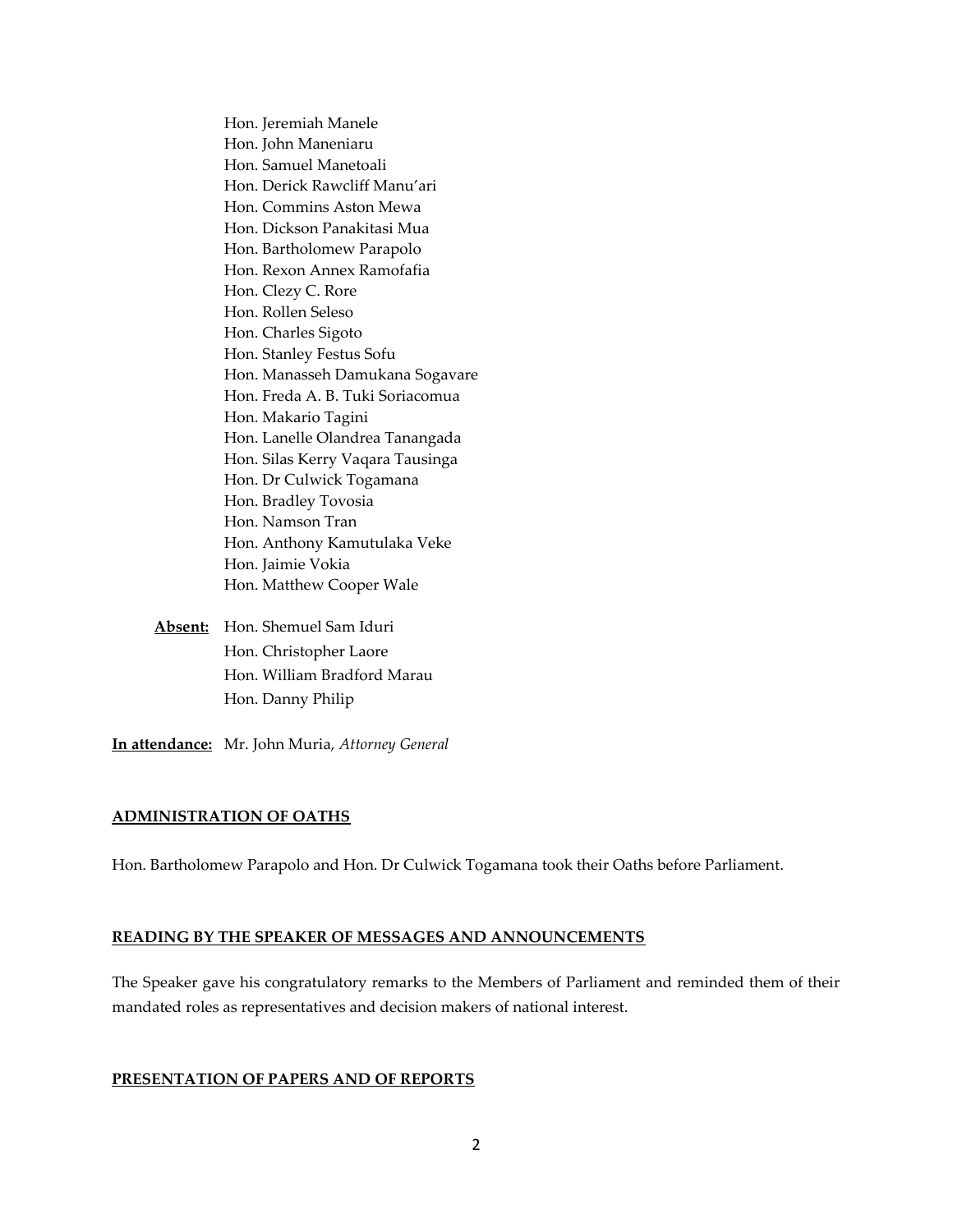Hon. Jeremiah Manele
Hon. John Maneniaru
Hon. Samuel Manetoali
Hon. Derick Rawcliff Manu'ari
Hon. Commins Aston Mewa
Hon. Dickson Panakitasi Mua
Hon. Bartholomew Parapolo
Hon. Rexon Annex Ramofafia
Hon. Clezy C. Rore
Hon. Rollen Seleso
Hon. Charles Sigoto
Hon. Stanley Festus Sofu
Hon. Manasseh Damukana Sogavare
Hon. Freda A. B. Tuki Soriacomua
Hon. Makario Tagini
Hon. Lanelle Olandrea Tanangada
Hon. Silas Kerry Vaqara Tausinga
Hon. Dr Culwick Togamana
Hon. Bradley Tovosia
Hon. Namson Tran
Hon. Anthony Kamutulaka Veke
Hon. Jaimie Vokia
Hon. Matthew Cooper Wale

**Absent:** Hon. Shemuel Sam Iduri
Hon. Christopher Laore
Hon. William Bradford Marau
Hon. Danny Philip

**In attendance:** Mr. John Muria, *Attorney General*

## ADMINISTRATION OF OATHS

Hon. Bartholomew Parapolo and Hon. Dr Culwick Togamana took their Oaths before Parliament.

## READING BY THE SPEAKER OF MESSAGES AND ANNOUNCEMENTS

The Speaker gave his congratulatory remarks to the Members of Parliament and reminded them of their mandated roles as representatives and decision makers of national interest.

## PRESENTATION OF PAPERS AND OF REPORTS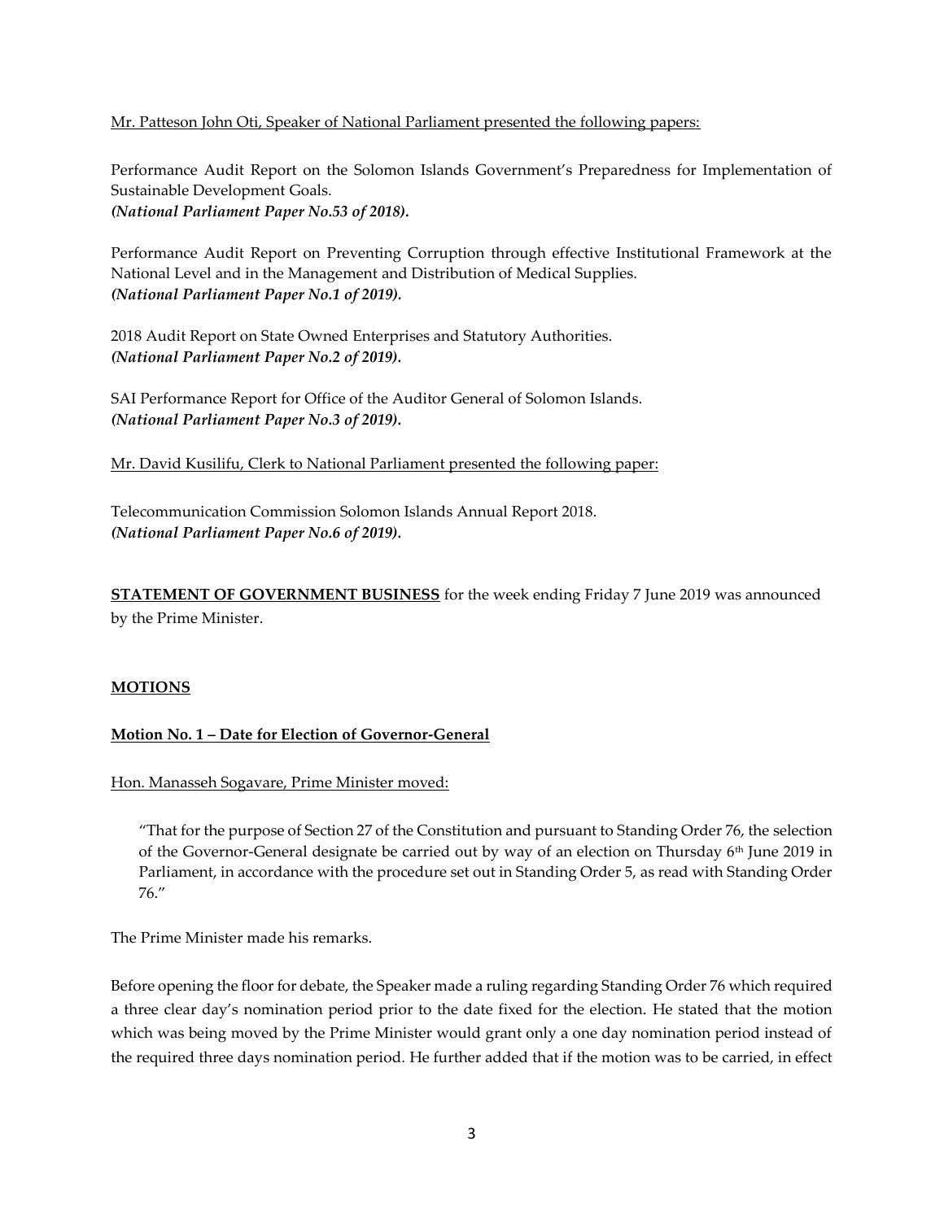Mr. Patteson John Oti, Speaker of National Parliament presented the following papers:

Performance Audit Report on the Solomon Islands Government's Preparedness for Implementation of Sustainable Development Goals.
***(National Parliament Paper No.53 of 2018).***

Performance Audit Report on Preventing Corruption through effective Institutional Framework at the National Level and in the Management and Distribution of Medical Supplies.
***(National Parliament Paper No.1 of 2019).***

2018 Audit Report on State Owned Enterprises and Statutory Authorities.
***(National Parliament Paper No.2 of 2019).***

SAI Performance Report for Office of the Auditor General of Solomon Islands.
***(National Parliament Paper No.3 of 2019).***

Mr. David Kusilifu, Clerk to National Parliament presented the following paper:

Telecommunication Commission Solomon Islands Annual Report 2018.
***(National Parliament Paper No.6 of 2019).***

**STATEMENT OF GOVERNMENT BUSINESS** for the week ending Friday 7 June 2019 was announced by the Prime Minister.

**MOTIONS**

**Motion No. 1 – Date for Election of Governor-General**

Hon. Manasseh Sogavare, Prime Minister moved:

> "That for the purpose of Section 27 of the Constitution and pursuant to Standing Order 76, the selection of the Governor-General designate be carried out by way of an election on Thursday 6th June 2019 in Parliament, in accordance with the procedure set out in Standing Order 5, as read with Standing Order 76."

The Prime Minister made his remarks.

Before opening the floor for debate, the Speaker made a ruling regarding Standing Order 76 which required a three clear day's nomination period prior to the date fixed for the election. He stated that the motion which was being moved by the Prime Minister would grant only a one day nomination period instead of the required three days nomination period. He further added that if the motion was to be carried, in effect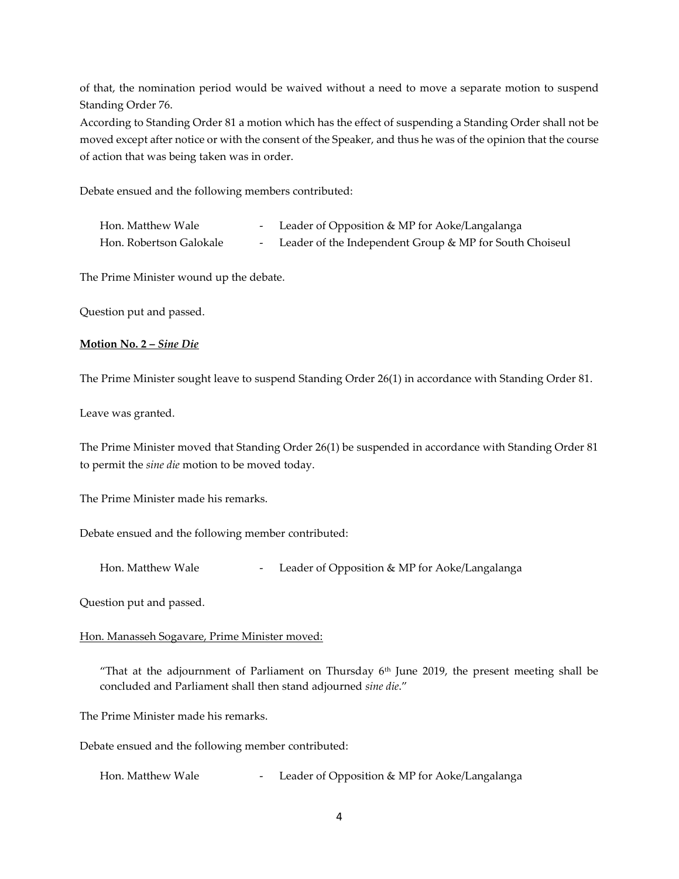of that, the nomination period would be waived without a need to move a separate motion to suspend Standing Order 76.

According to Standing Order 81 a motion which has the effect of suspending a Standing Order shall not be moved except after notice or with the consent of the Speaker, and thus he was of the opinion that the course of action that was being taken was in order.

Debate ensued and the following members contributed:

| | | |
|---|---|---|
| Hon. Matthew Wale | - | Leader of Opposition & MP for Aoke/Langalanga |
| Hon. Robertson Galokale | - | Leader of the Independent Group & MP for South Choiseul |

The Prime Minister wound up the debate.

Question put and passed.

**Motion No. 2 – *Sine Die***

The Prime Minister sought leave to suspend Standing Order 26(1) in accordance with Standing Order 81.

Leave was granted.

The Prime Minister moved that Standing Order 26(1) be suspended in accordance with Standing Order 81 to permit the *sine die* motion to be moved today.

The Prime Minister made his remarks.

Debate ensued and the following member contributed:

| | | |
|---|---|---|
| Hon. Matthew Wale | - | Leader of Opposition & MP for Aoke/Langalanga |

Question put and passed.

Hon. Manasseh Sogavare, Prime Minister moved:

> "That at the adjournment of Parliament on Thursday 6th June 2019, the present meeting shall be concluded and Parliament shall then stand adjourned *sine die*."

The Prime Minister made his remarks.

Debate ensued and the following member contributed:

| | | |
|---|---|---|
| Hon. Matthew Wale | - | Leader of Opposition & MP for Aoke/Langalanga |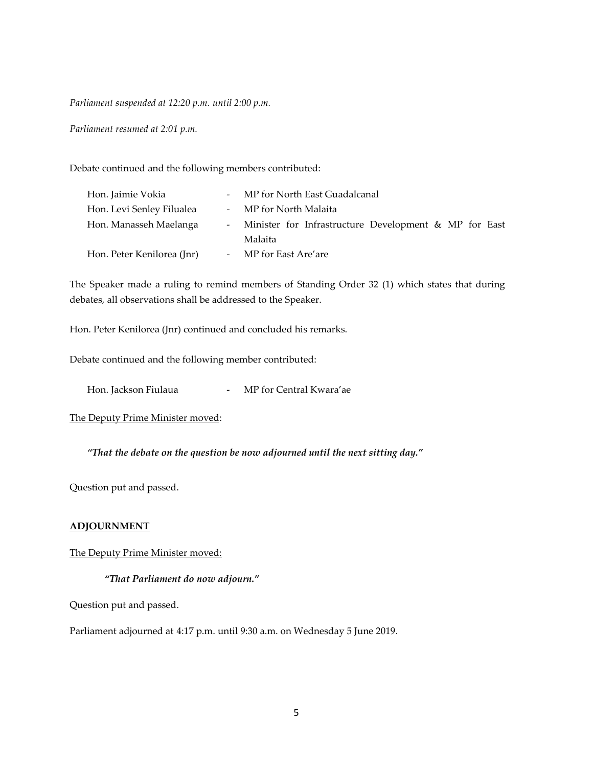*Parliament suspended at 12:20 p.m. until 2:00 p.m.*

*Parliament resumed at 2:01 p.m.*

Debate continued and the following members contributed:

| | | |
|---|---|---|
| Hon. Jaimie Vokia | - | MP for North East Guadalcanal |
| Hon. Levi Senley Filualea | - | MP for North Malaita |
| Hon. Manasseh Maelanga | - | Minister for Infrastructure Development & MP for East Malaita |
| Hon. Peter Kenilorea (Jnr) | - | MP for East Are'are |

The Speaker made a ruling to remind members of Standing Order 32 (1) which states that during debates, all observations shall be addressed to the Speaker.

Hon. Peter Kenilorea (Jnr) continued and concluded his remarks.

Debate continued and the following member contributed:

| | | |
|---|---|---|
| Hon. Jackson Fiulaua | - | MP for Central Kwara'ae |

The Deputy Prime Minister moved:

***"That the debate on the question be now adjourned until the next sitting day."***

Question put and passed.

**ADJOURNMENT**

The Deputy Prime Minister moved:

***"That Parliament do now adjourn."***

Question put and passed.

Parliament adjourned at 4:17 p.m. until 9:30 a.m. on Wednesday 5 June 2019.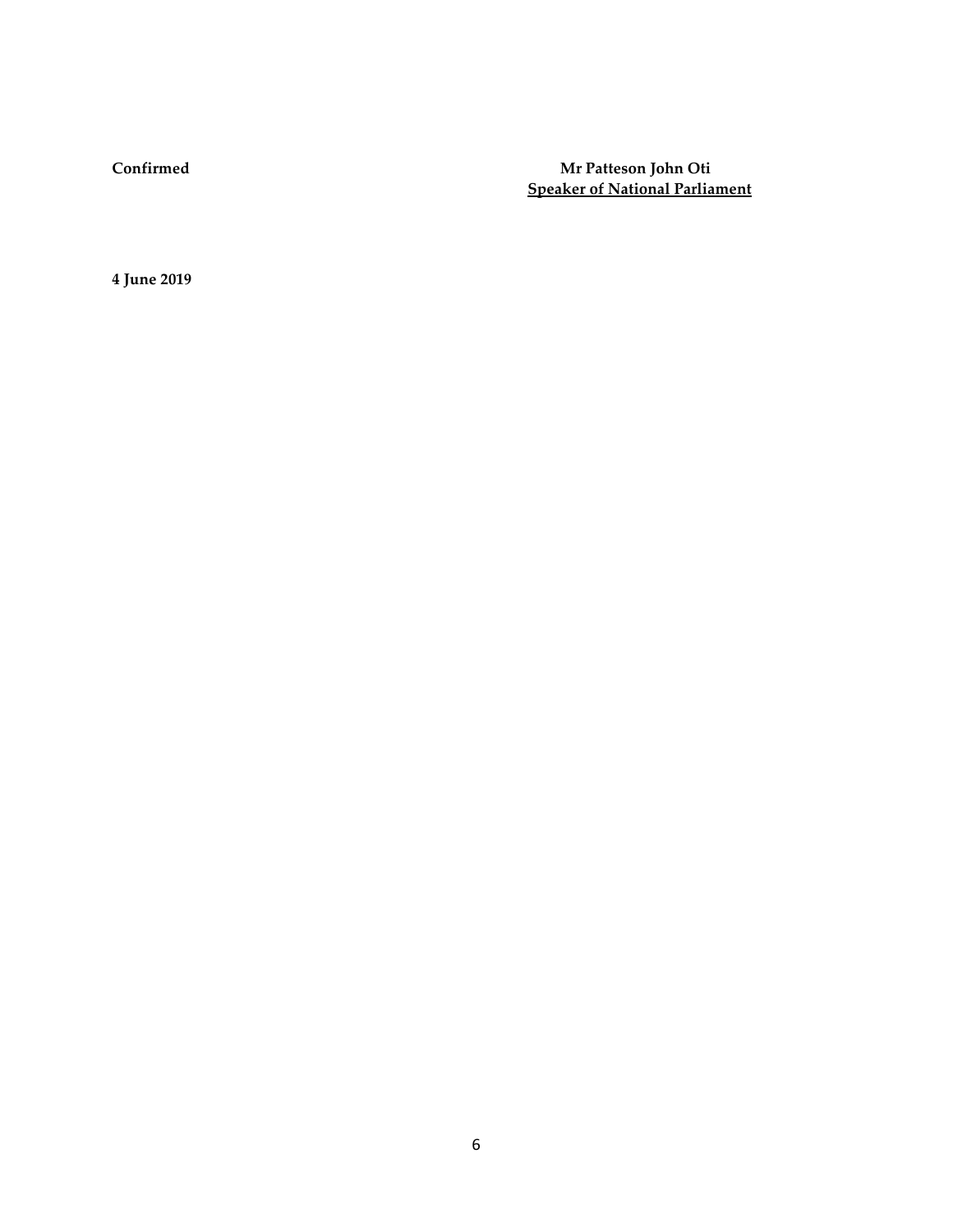**Confirmed** **Mr Patteson John Oti**
**Speaker of National Parliament**

**4 June 2019**